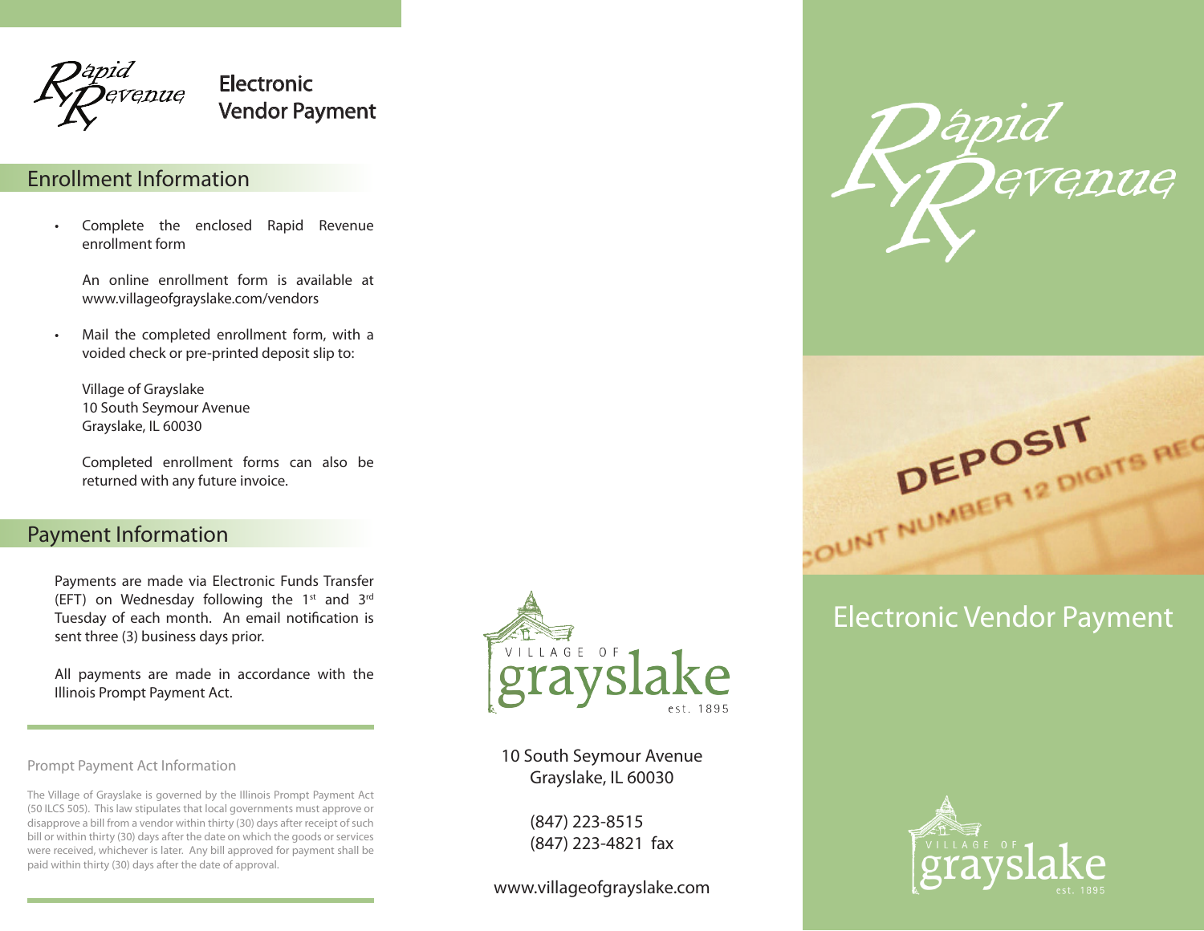# Rapid Revenue

## Electronic Vendor Payment

## Enrollment Information

- Complete the enclosed Rapid Revenue enrollment form

  An online enrollment form is available at www.villageofgrayslake.com/vendors

- Mail the completed enrollment form, with a voided check or pre-printed deposit slip to:

  Village of Grayslake
  10 South Seymour Avenue
  Grayslake, IL 60030

  Completed enrollment forms can also be returned with any future invoice.

## Payment Information

Payments are made via Electronic Funds Transfer (EFT) on Wednesday following the 1st and 3rd Tuesday of each month. An email notification is sent three (3) business days prior.

All payments are made in accordance with the Illinois Prompt Payment Act.

### Prompt Payment Act Information

The Village of Grayslake is governed by the Illinois Prompt Payment Act (50 ILCS 505). This law stipulates that local governments must approve or disapprove a bill from a vendor within thirty (30) days after receipt of such bill or within thirty (30) days after the date on which the goods or services were received, whichever is later. Any bill approved for payment shall be paid within thirty (30) days after the date of approval.

Village of Grayslake est. 1895

10 South Seymour Avenue
Grayslake, IL 60030

(847) 223-8515
(847) 223-4821 fax

www.villageofgrayslake.com

# Rapid Revenue

DEPOSIT

## Electronic Vendor Payment

Village of Grayslake est. 1895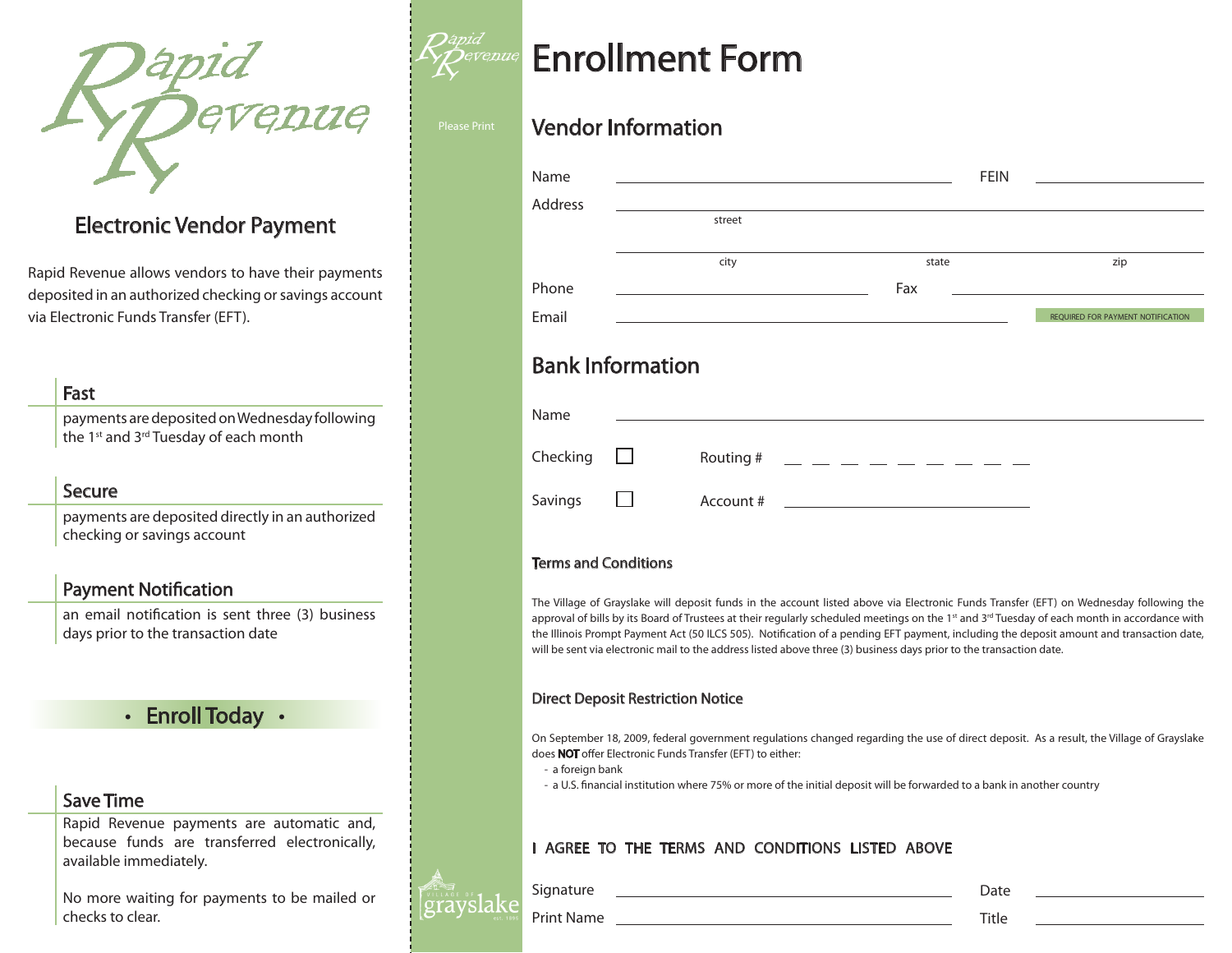# Rapid Revenue

## Electronic Vendor Payment

Rapid Revenue allows vendors to have their payments deposited in an authorized checking or savings account via Electronic Funds Transfer (EFT).

### Fast

payments are deposited on Wednesday following the 1st and 3rd Tuesday of each month

### Secure

payments are deposited directly in an authorized checking or savings account

### Payment Notification

an email notification is sent three (3) business days prior to the transaction date

**• Enroll Today •**

### Save Time

Rapid Revenue payments are automatic and, because funds are transferred electronically, available immediately.

No more waiting for payments to be mailed or checks to clear.

Rapid Revenue

Please Print

# Enrollment Form

## Vendor Information

Name ______________________ FEIN __________

Address ______________________________________
street

______________________________________
city state zip

Phone ______________ Fax ______________

Email ______________________ REQUIRED FOR PAYMENT NOTIFICATION

## Bank Information

Name ______________________________________

Checking ☐ Routing # _ _ _ _ _ _ _ _ _

Savings ☐ Account # ______________________

### Terms and Conditions

The Village of Grayslake will deposit funds in the account listed above via Electronic Funds Transfer (EFT) on Wednesday following the approval of bills by its Board of Trustees at their regularly scheduled meetings on the 1st and 3rd Tuesday of each month in accordance with the Illinois Prompt Payment Act (50 ILCS 505). Notification of a pending EFT payment, including the deposit amount and transaction date, will be sent via electronic mail to the address listed above three (3) business days prior to the transaction date.

### Direct Deposit Restriction Notice

On September 18, 2009, federal government regulations changed regarding the use of direct deposit. As a result, the Village of Grayslake does **NOT** offer Electronic Funds Transfer (EFT) to either:

- a foreign bank
- a U.S. financial institution where 75% or more of the initial deposit will be forwarded to a bank in another country

I AGREE TO THE TERMS AND CONDITIONS LISTED ABOVE

Signature ______________________ Date __________

Print Name ______________________ Title __________

Village of grayslake est. 1895